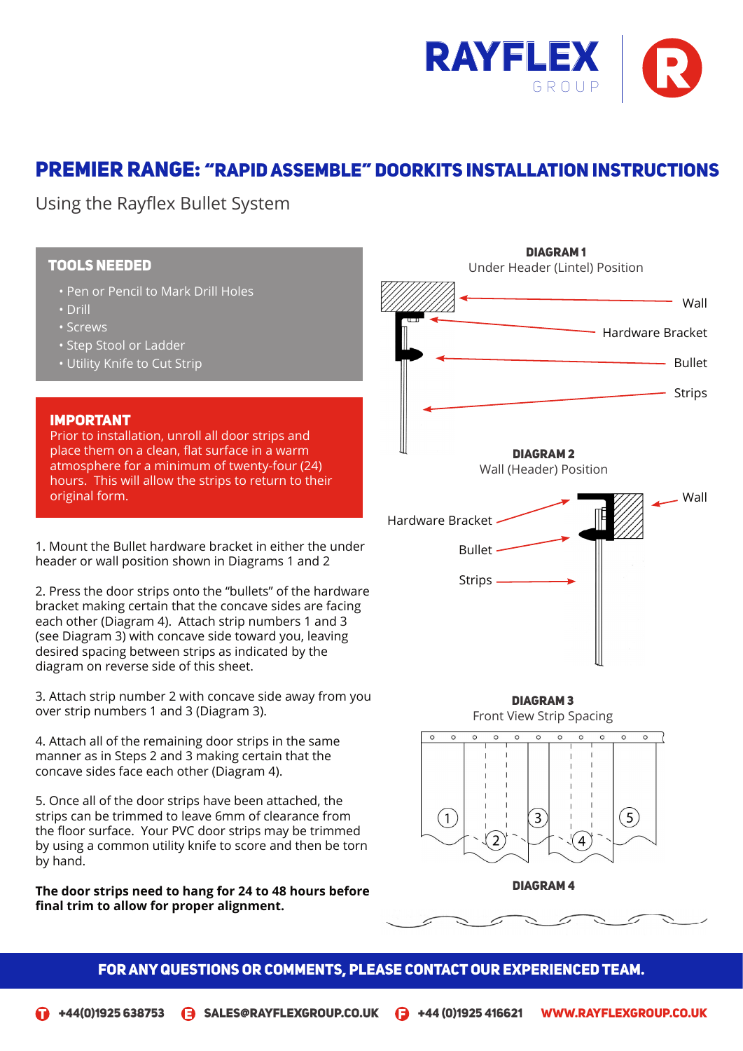# PREMIER RANGE: "RAPID ASSEMBLE" DOORKITS INSTALLATION INSTRUCTIONS

Using the Rayflex Bullet System

## TOOLS NEEDED

- Pen or Pencil to Mark Drill Holes
- Drill
- Screws
- Step Stool or Ladder
- Utility Knife to Cut Strip

## IMPORTANT

Prior to installation, unroll all door strips and place them on a clean, flat surface in a warm atmosphere for a minimum of twenty-four (24) hours. This will allow the strips to return to their original form.

1. Mount the Bullet hardware bracket in either the under header or wall position shown in Diagrams 1 and 2

2. Press the door strips onto the "bullets" of the hardware bracket making certain that the concave sides are facing each other (Diagram 4). Attach strip numbers 1 and 3 (see Diagram 3) with concave side toward you, leaving desired spacing between strips as indicated by the diagram on reverse side of this sheet.

3. Attach strip number 2 with concave side away from you over strip numbers 1 and 3 (Diagram 3).

4. Attach all of the remaining door strips in the same manner as in Steps 2 and 3 making certain that the concave sides face each other (Diagram 4).

5. Once all of the door strips have been attached, the strips can be trimmed to leave 6mm of clearance from the floor surface. Your PVC door strips may be trimmed by using a common utility knife to score and then be torn by hand.

**The door strips need to hang for 24 to 48 hours before final trim to allow for proper alignment.**

**DIAGRAM 1**
Under Header (Lintel) Position

Wall
Hardware Bracket
Bullet
Strips

**DIAGRAM 2**
Wall (Header) Position

Wall
Hardware Bracket
Bullet
Strips

**DIAGRAM 3**
Front View Strip Spacing

1 2 3 4 5

**DIAGRAM 4**

**FOR ANY QUESTIONS OR COMMENTS, PLEASE CONTACT OUR EXPERIENCED TEAM.**

T +44(0)1925 638753 E SALES@RAYFLEXGROUP.CO.UK F +44 (0)1925 416621 WWW.RAYFLEXGROUP.CO.UK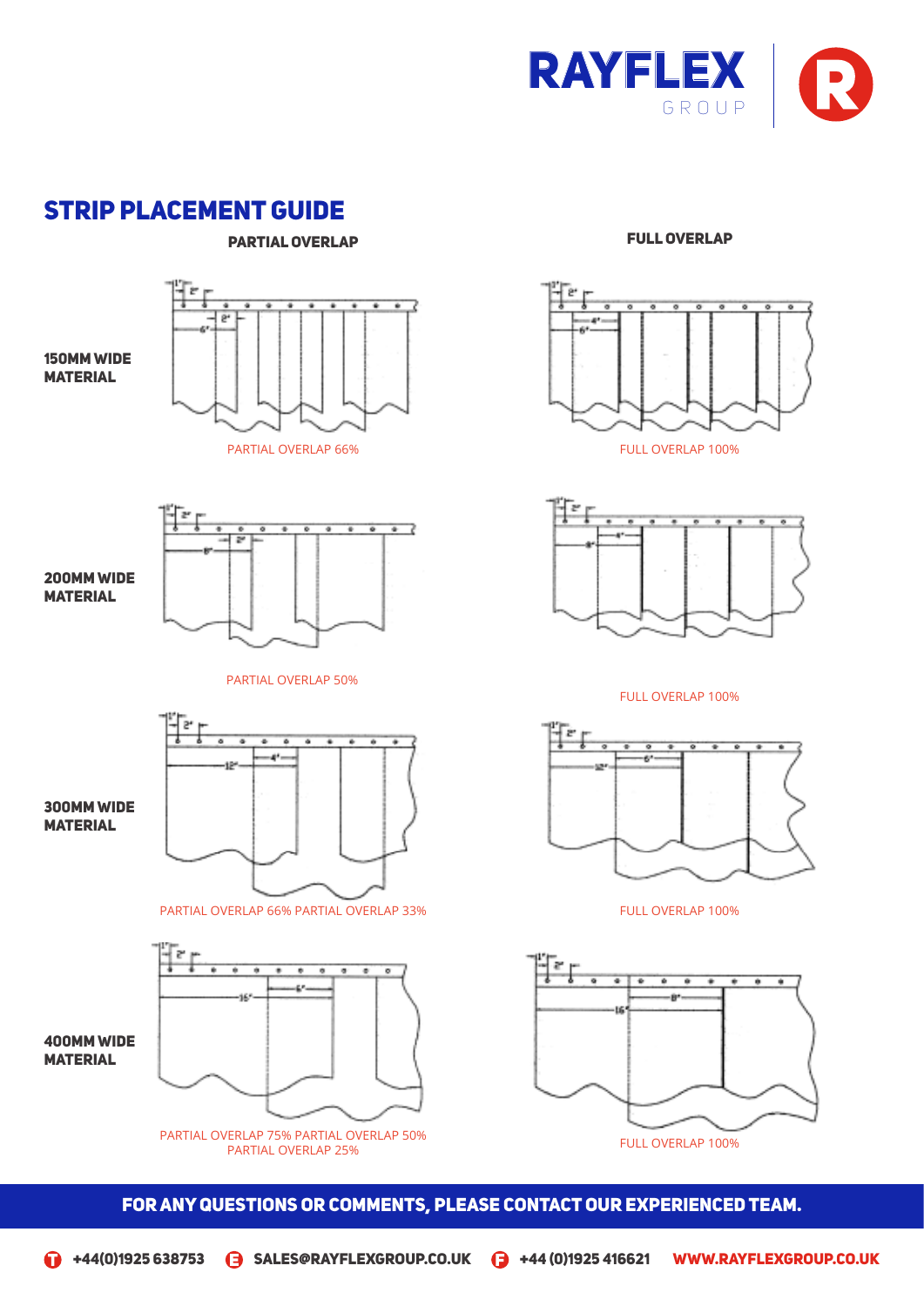## STRIP PLACEMENT GUIDE

**PARTIAL OVERLAP**

**FULL OVERLAP**

**150MM WIDE MATERIAL**

PARTIAL OVERLAP 66%

FULL OVERLAP 100%

**200MM WIDE MATERIAL**

PARTIAL OVERLAP 50%

FULL OVERLAP 100%

**300MM WIDE MATERIAL**

PARTIAL OVERLAP 66% PARTIAL OVERLAP 33%

FULL OVERLAP 100%

**400MM WIDE MATERIAL**

PARTIAL OVERLAP 75% PARTIAL OVERLAP 50%
PARTIAL OVERLAP 25%

FULL OVERLAP 100%

**FOR ANY QUESTIONS OR COMMENTS, PLEASE CONTACT OUR EXPERIENCED TEAM.**

T +44(0)1925 638753 E SALES@RAYFLEXGROUP.CO.UK F +44 (0)1925 416621 WWW.RAYFLEXGROUP.CO.UK